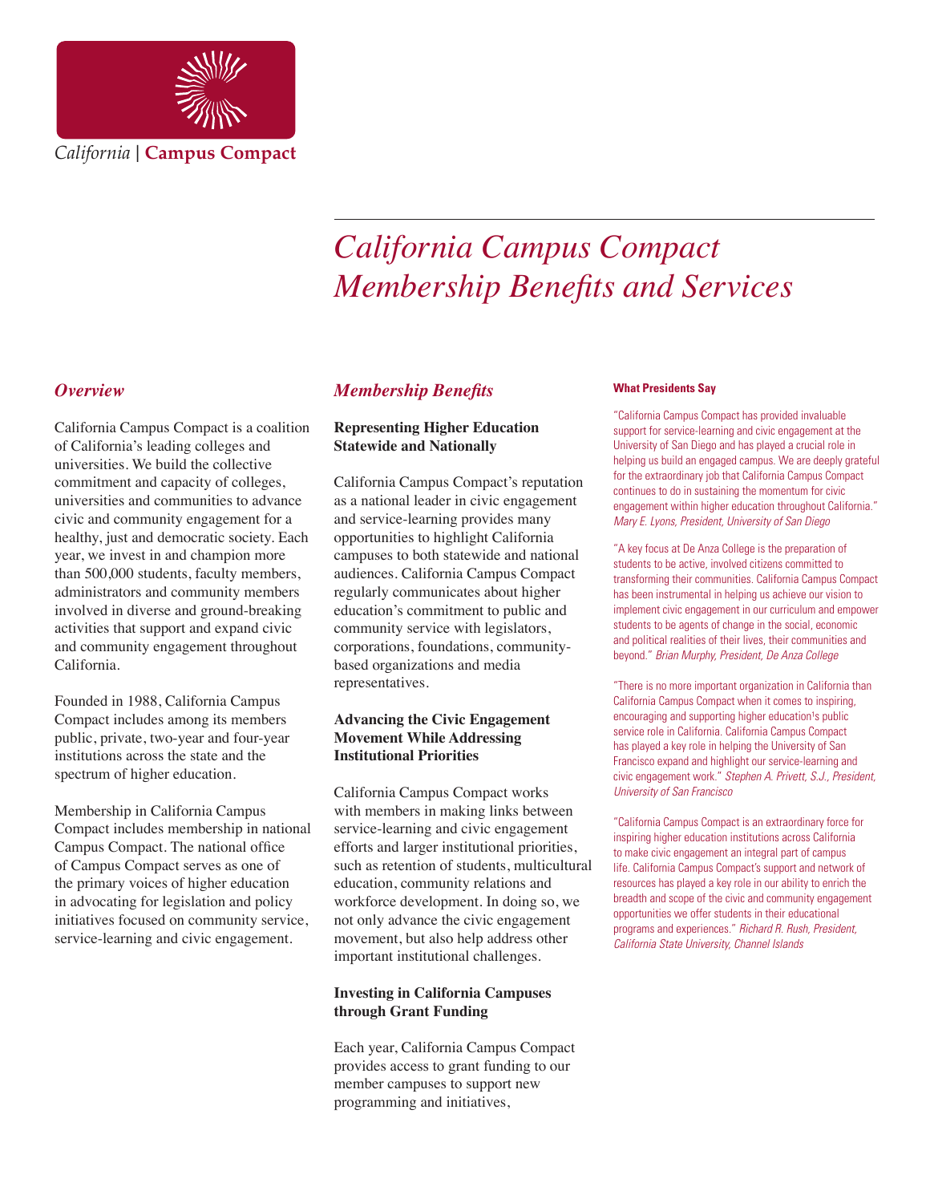California | **Campus Compact**

# *California Campus Compact Membership Benefits and Services*

## *Overview*

California Campus Compact is a coalition of California's leading colleges and universities. We build the collective commitment and capacity of colleges, universities and communities to advance civic and community engagement for a healthy, just and democratic society. Each year, we invest in and champion more than 500,000 students, faculty members, administrators and community members involved in diverse and ground-breaking activities that support and expand civic and community engagement throughout California.

Founded in 1988, California Campus Compact includes among its members public, private, two-year and four-year institutions across the state and the spectrum of higher education.

Membership in California Campus Compact includes membership in national Campus Compact. The national office of Campus Compact serves as one of the primary voices of higher education in advocating for legislation and policy initiatives focused on community service, service-learning and civic engagement.

## *Membership Benefits*

### Representing Higher Education Statewide and Nationally

California Campus Compact's reputation as a national leader in civic engagement and service-learning provides many opportunities to highlight California campuses to both statewide and national audiences. California Campus Compact regularly communicates about higher education's commitment to public and community service with legislators, corporations, foundations, community-based organizations and media representatives.

### Advancing the Civic Engagement Movement While Addressing Institutional Priorities

California Campus Compact works with members in making links between service-learning and civic engagement efforts and larger institutional priorities, such as retention of students, multicultural education, community relations and workforce development. In doing so, we not only advance the civic engagement movement, but also help address other important institutional challenges.

### Investing in California Campuses through Grant Funding

Each year, California Campus Compact provides access to grant funding to our member campuses to support new programming and initiatives,

**What Presidents Say**

"California Campus Compact has provided invaluable support for service-learning and civic engagement at the University of San Diego and has played a crucial role in helping us build an engaged campus. We are deeply grateful for the extraordinary job that California Campus Compact continues to do in sustaining the momentum for civic engagement within higher education throughout California." *Mary E. Lyons, President, University of San Diego*

"A key focus at De Anza College is the preparation of students to be active, involved citizens committed to transforming their communities. California Campus Compact has been instrumental in helping us achieve our vision to implement civic engagement in our curriculum and empower students to be agents of change in the social, economic and political realities of their lives, their communities and beyond." *Brian Murphy, President, De Anza College*

"There is no more important organization in California than California Campus Compact when it comes to inspiring, encouraging and supporting higher education's public service role in California. California Campus Compact has played a key role in helping the University of San Francisco expand and highlight our service-learning and civic engagement work." *Stephen A. Privett, S.J., President, University of San Francisco*

"California Campus Compact is an extraordinary force for inspiring higher education institutions across California to make civic engagement an integral part of campus life. California Campus Compact's support and network of resources has played a key role in our ability to enrich the breadth and scope of the civic and community engagement opportunities we offer students in their educational programs and experiences." *Richard R. Rush, President, California State University, Channel Islands*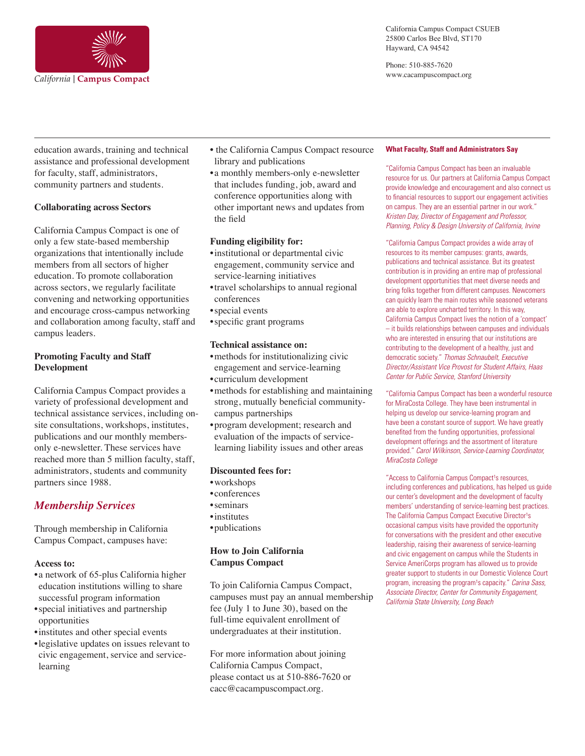California | **Campus Compact**

California Campus Compact CSUEB
25800 Carlos Bee Blvd, ST170
Hayward, CA 94542

Phone: 510-885-7620
www.cacampuscompact.org

education awards, training and technical assistance and professional development for faculty, staff, administrators, community partners and students.

### Collaborating across Sectors

California Campus Compact is one of only a few state-based membership organizations that intentionally include members from all sectors of higher education. To promote collaboration across sectors, we regularly facilitate convening and networking opportunities and encourage cross-campus networking and collaboration among faculty, staff and campus leaders.

### Promoting Faculty and Staff Development

California Campus Compact provides a variety of professional development and technical assistance services, including on-site consultations, workshops, institutes, publications and our monthly members-only e-newsletter. These services have reached more than 5 million faculty, staff, administrators, students and community partners since 1988.

## *Membership Services*

Through membership in California Campus Compact, campuses have:

**Access to:**

- a network of 65-plus California higher education institutions willing to share successful program information
- special initiatives and partnership opportunities
- institutes and other special events
- legislative updates on issues relevant to civic engagement, service and service-learning
- the California Campus Compact resource library and publications
- a monthly members-only e-newsletter that includes funding, job, award and conference opportunities along with other important news and updates from the field

**Funding eligibility for:**

- institutional or departmental civic engagement, community service and service-learning initiatives
- travel scholarships to annual regional conferences
- special events
- specific grant programs

**Technical assistance on:**

- methods for institutionalizing civic engagement and service-learning
- curriculum development
- methods for establishing and maintaining strong, mutually beneficial community-campus partnerships
- program development; research and evaluation of the impacts of service-learning liability issues and other areas

**Discounted fees for:**

- workshops
- conferences
- seminars
- institutes
- publications

### How to Join California Campus Compact

To join California Campus Compact, campuses must pay an annual membership fee (July 1 to June 30), based on the full-time equivalent enrollment of undergraduates at their institution.

For more information about joining California Campus Compact, please contact us at 510-886-7620 or cacc@cacampuscompact.org.

### What Faculty, Staff and Administrators Say

"California Campus Compact has been an invaluable resource for us. Our partners at California Campus Compact provide knowledge and encouragement and also connect us to financial resources to support our engagement activities on campus. They are an essential partner in our work." *Kristen Day, Director of Engagement and Professor, Planning, Policy & Design University of California, Irvine*

"California Campus Compact provides a wide array of resources to its member campuses: grants, awards, publications and technical assistance. But its greatest contribution is in providing an entire map of professional development opportunities that meet diverse needs and bring folks together from different campuses. Newcomers can quickly learn the main routes while seasoned veterans are able to explore uncharted territory. In this way, California Campus Compact lives the notion of a 'compact' – it builds relationships between campuses and individuals who are interested in ensuring that our institutions are contributing to the development of a healthy, just and democratic society." *Thomas Schnaubelt, Executive Director/Assistant Vice Provost for Student Affairs, Haas Center for Public Service, Stanford University*

"California Campus Compact has been a wonderful resource for MiraCosta College. They have been instrumental in helping us develop our service-learning program and have been a constant source of support. We have greatly benefited from the funding opportunities, professional development offerings and the assortment of literature provided." *Carol Wilkinson, Service-Learning Coordinator, MiraCosta College*

"Access to California Campus Compact¹s resources, including conferences and publications, has helped us guide our center's development and the development of faculty members' understanding of service-learning best practices. The California Campus Compact Executive Director¹s occasional campus visits have provided the opportunity for conversations with the president and other executive leadership, raising their awareness of service-learning and civic engagement on campus while the Students in Service AmeriCorps program has allowed us to provide greater support to students in our Domestic Violence Court program, increasing the program¹s capacity." *Carina Sass, Associate Director, Center for Community Engagement, California State University, Long Beach*